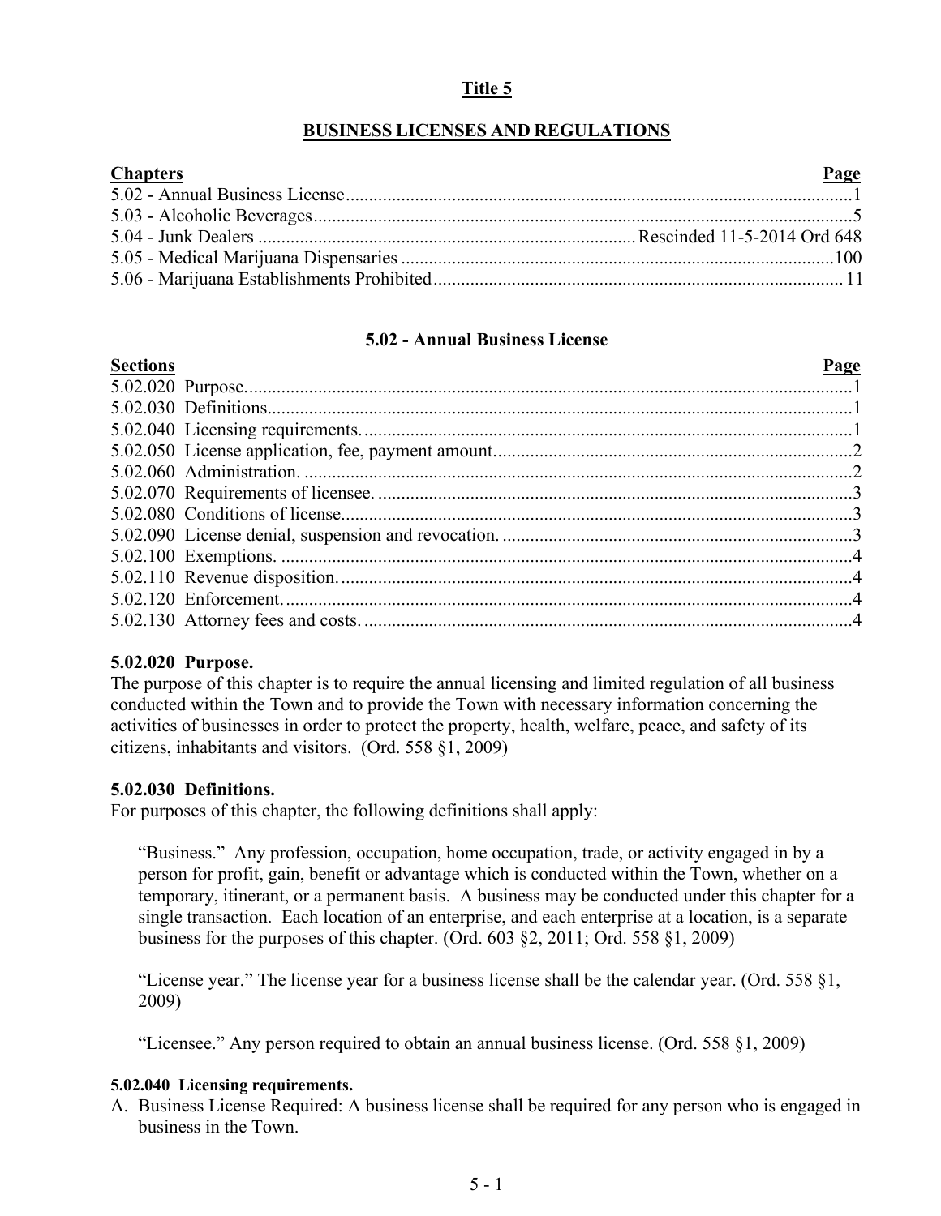# Title 5

## BUSINESS LICENSES AND REGULATIONS

| Chapters | Page |
|---|---|
| 5.02 - Annual Business License | 1 |
| 5.03 - Alcoholic Beverages | 5 |
| 5.04 - Junk Dealers | Rescinded 11-5-2014 Ord 648 |
| 5.05 - Medical Marijuana Dispensaries | 100 |
| 5.06 - Marijuana Establishments Prohibited | 11 |

## 5.02 - Annual Business License

| Sections | Page |
|---|---|
| 5.02.020 Purpose. | 1 |
| 5.02.030 Definitions. | 1 |
| 5.02.040 Licensing requirements. | 1 |
| 5.02.050 License application, fee, payment amount. | 2 |
| 5.02.060 Administration. | 2 |
| 5.02.070 Requirements of licensee. | 3 |
| 5.02.080 Conditions of license. | 3 |
| 5.02.090 License denial, suspension and revocation. | 3 |
| 5.02.100 Exemptions. | 4 |
| 5.02.110 Revenue disposition. | 4 |
| 5.02.120 Enforcement. | 4 |
| 5.02.130 Attorney fees and costs. | 4 |

### 5.02.020 Purpose.

The purpose of this chapter is to require the annual licensing and limited regulation of all business conducted within the Town and to provide the Town with necessary information concerning the activities of businesses in order to protect the property, health, welfare, peace, and safety of its citizens, inhabitants and visitors. (Ord. 558 §1, 2009)

### 5.02.030 Definitions.

For purposes of this chapter, the following definitions shall apply:

"Business." Any profession, occupation, home occupation, trade, or activity engaged in by a person for profit, gain, benefit or advantage which is conducted within the Town, whether on a temporary, itinerant, or a permanent basis. A business may be conducted under this chapter for a single transaction. Each location of an enterprise, and each enterprise at a location, is a separate business for the purposes of this chapter. (Ord. 603 §2, 2011; Ord. 558 §1, 2009)

"License year." The license year for a business license shall be the calendar year. (Ord. 558 §1, 2009)

"Licensee." Any person required to obtain an annual business license. (Ord. 558 §1, 2009)

### 5.02.040 Licensing requirements.

A. Business License Required: A business license shall be required for any person who is engaged in business in the Town.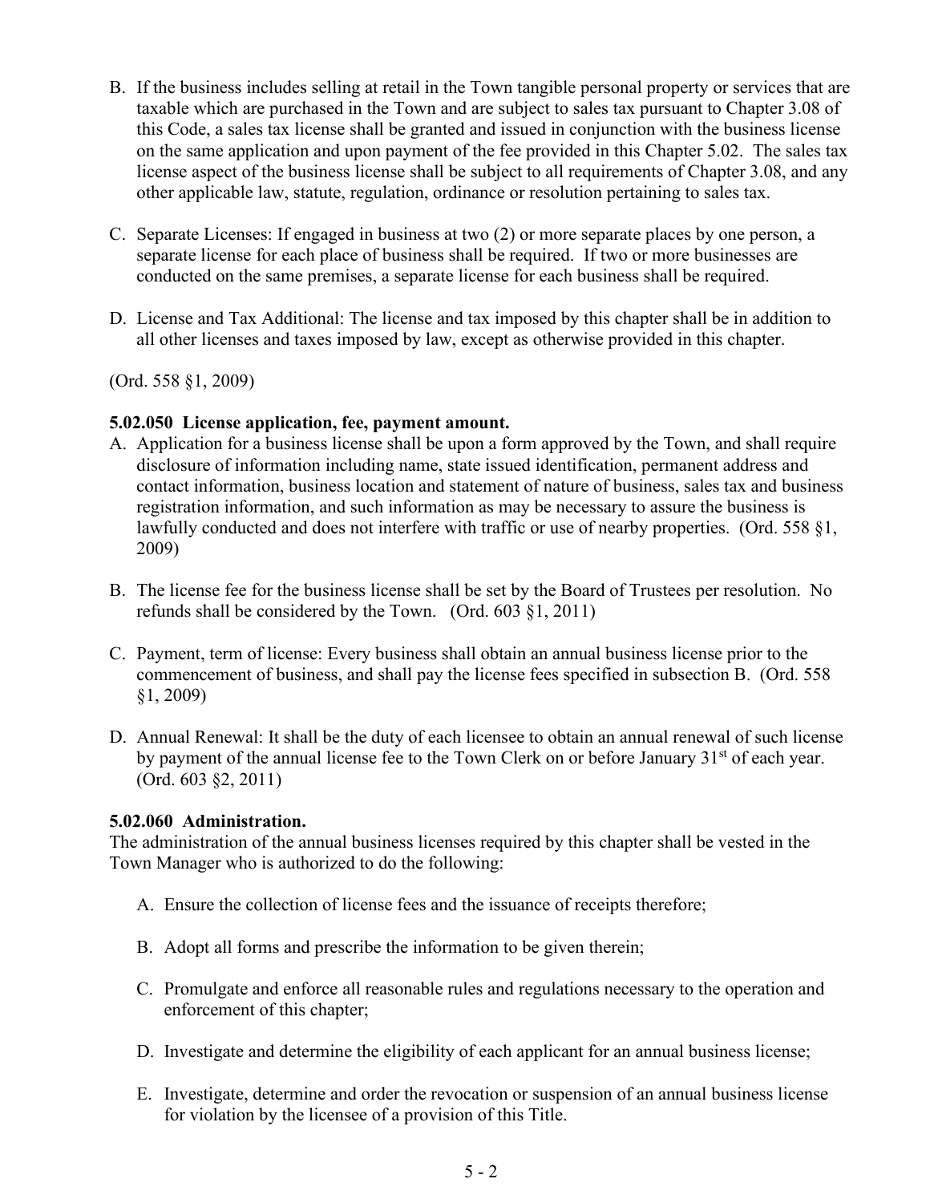B. If the business includes selling at retail in the Town tangible personal property or services that are taxable which are purchased in the Town and are subject to sales tax pursuant to Chapter 3.08 of this Code, a sales tax license shall be granted and issued in conjunction with the business license on the same application and upon payment of the fee provided in this Chapter 5.02. The sales tax license aspect of the business license shall be subject to all requirements of Chapter 3.08, and any other applicable law, statute, regulation, ordinance or resolution pertaining to sales tax.

C. Separate Licenses: If engaged in business at two (2) or more separate places by one person, a separate license for each place of business shall be required. If two or more businesses are conducted on the same premises, a separate license for each business shall be required.

D. License and Tax Additional: The license and tax imposed by this chapter shall be in addition to all other licenses and taxes imposed by law, except as otherwise provided in this chapter.

(Ord. 558 §1, 2009)

**5.02.050 License application, fee, payment amount.**

A. Application for a business license shall be upon a form approved by the Town, and shall require disclosure of information including name, state issued identification, permanent address and contact information, business location and statement of nature of business, sales tax and business registration information, and such information as may be necessary to assure the business is lawfully conducted and does not interfere with traffic or use of nearby properties. (Ord. 558 §1, 2009)

B. The license fee for the business license shall be set by the Board of Trustees per resolution. No refunds shall be considered by the Town. (Ord. 603 §1, 2011)

C. Payment, term of license: Every business shall obtain an annual business license prior to the commencement of business, and shall pay the license fees specified in subsection B. (Ord. 558 §1, 2009)

D. Annual Renewal: It shall be the duty of each licensee to obtain an annual renewal of such license by payment of the annual license fee to the Town Clerk on or before January 31st of each year. (Ord. 603 §2, 2011)

**5.02.060 Administration.**

The administration of the annual business licenses required by this chapter shall be vested in the Town Manager who is authorized to do the following:

A. Ensure the collection of license fees and the issuance of receipts therefore;

B. Adopt all forms and prescribe the information to be given therein;

C. Promulgate and enforce all reasonable rules and regulations necessary to the operation and enforcement of this chapter;

D. Investigate and determine the eligibility of each applicant for an annual business license;

E. Investigate, determine and order the revocation or suspension of an annual business license for violation by the licensee of a provision of this Title.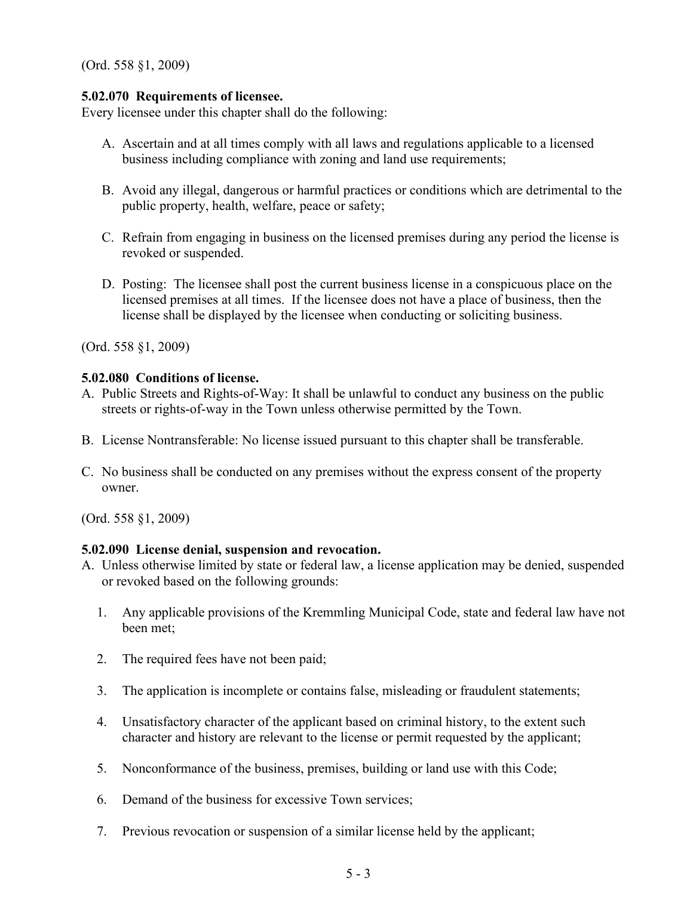(Ord. 558 §1, 2009)

**5.02.070 Requirements of licensee.**
Every licensee under this chapter shall do the following:

A. Ascertain and at all times comply with all laws and regulations applicable to a licensed business including compliance with zoning and land use requirements;

B. Avoid any illegal, dangerous or harmful practices or conditions which are detrimental to the public property, health, welfare, peace or safety;

C. Refrain from engaging in business on the licensed premises during any period the license is revoked or suspended.

D. Posting: The licensee shall post the current business license in a conspicuous place on the licensed premises at all times. If the licensee does not have a place of business, then the license shall be displayed by the licensee when conducting or soliciting business.

(Ord. 558 §1, 2009)

**5.02.080 Conditions of license.**

A. Public Streets and Rights-of-Way: It shall be unlawful to conduct any business on the public streets or rights-of-way in the Town unless otherwise permitted by the Town.

B. License Nontransferable: No license issued pursuant to this chapter shall be transferable.

C. No business shall be conducted on any premises without the express consent of the property owner.

(Ord. 558 §1, 2009)

**5.02.090 License denial, suspension and revocation.**

A. Unless otherwise limited by state or federal law, a license application may be denied, suspended or revoked based on the following grounds:

   1. Any applicable provisions of the Kremmling Municipal Code, state and federal law have not been met;

   2. The required fees have not been paid;

   3. The application is incomplete or contains false, misleading or fraudulent statements;

   4. Unsatisfactory character of the applicant based on criminal history, to the extent such character and history are relevant to the license or permit requested by the applicant;

   5. Nonconformance of the business, premises, building or land use with this Code;

   6. Demand of the business for excessive Town services;

   7. Previous revocation or suspension of a similar license held by the applicant;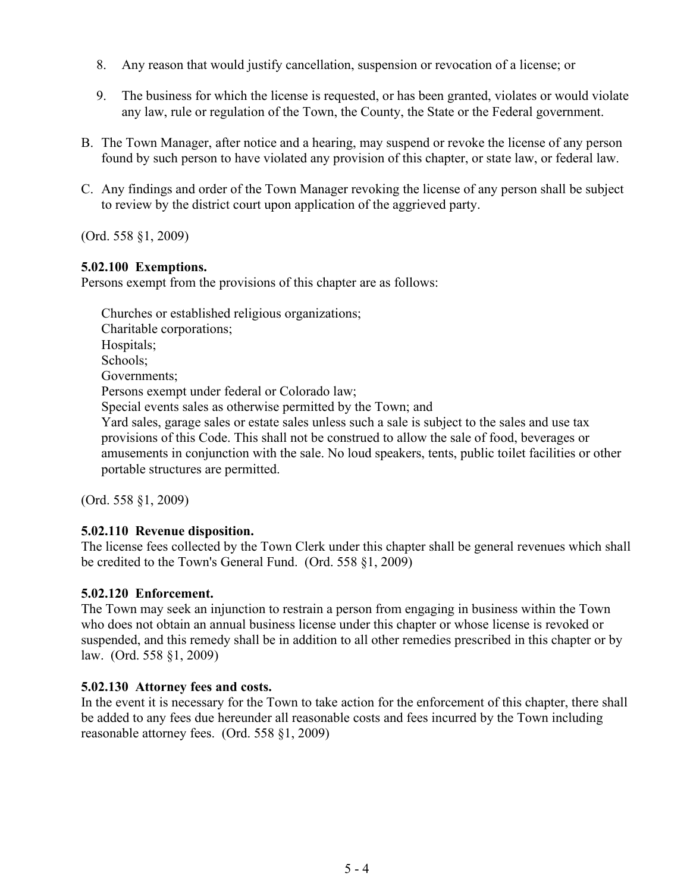8. Any reason that would justify cancellation, suspension or revocation of a license; or

9. The business for which the license is requested, or has been granted, violates or would violate any law, rule or regulation of the Town, the County, the State or the Federal government.

B. The Town Manager, after notice and a hearing, may suspend or revoke the license of any person found by such person to have violated any provision of this chapter, or state law, or federal law.

C. Any findings and order of the Town Manager revoking the license of any person shall be subject to review by the district court upon application of the aggrieved party.

(Ord. 558 §1, 2009)

**5.02.100 Exemptions.**
Persons exempt from the provisions of this chapter are as follows:

Churches or established religious organizations;
Charitable corporations;
Hospitals;
Schools;
Governments;
Persons exempt under federal or Colorado law;
Special events sales as otherwise permitted by the Town; and
Yard sales, garage sales or estate sales unless such a sale is subject to the sales and use tax provisions of this Code. This shall not be construed to allow the sale of food, beverages or amusements in conjunction with the sale. No loud speakers, tents, public toilet facilities or other portable structures are permitted.

(Ord. 558 §1, 2009)

**5.02.110 Revenue disposition.**
The license fees collected by the Town Clerk under this chapter shall be general revenues which shall be credited to the Town's General Fund. (Ord. 558 §1, 2009)

**5.02.120 Enforcement.**
The Town may seek an injunction to restrain a person from engaging in business within the Town who does not obtain an annual business license under this chapter or whose license is revoked or suspended, and this remedy shall be in addition to all other remedies prescribed in this chapter or by law. (Ord. 558 §1, 2009)

**5.02.130 Attorney fees and costs.**
In the event it is necessary for the Town to take action for the enforcement of this chapter, there shall be added to any fees due hereunder all reasonable costs and fees incurred by the Town including reasonable attorney fees. (Ord. 558 §1, 2009)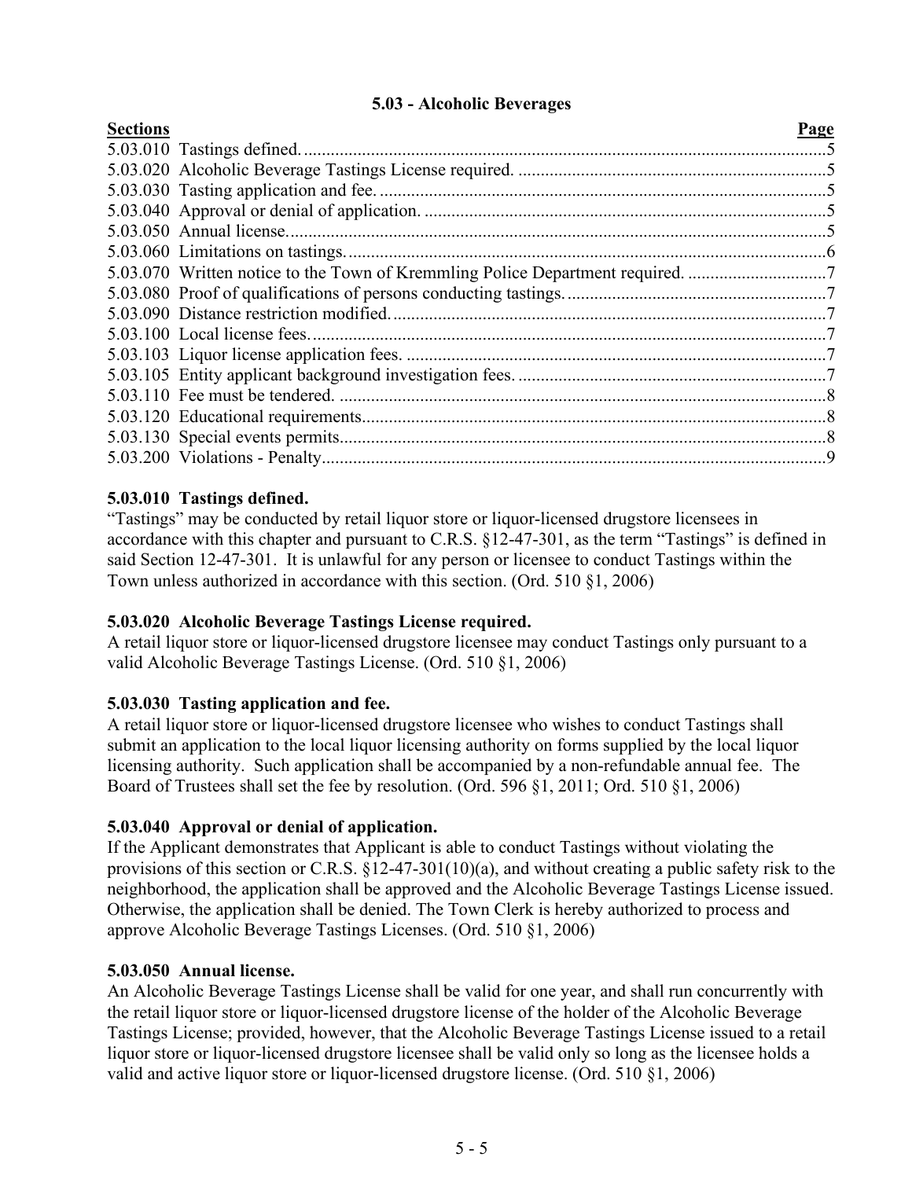# 5.03 - Alcoholic Beverages

| Sections | Page |
|---|---|
| 5.03.010 Tastings defined. | 5 |
| 5.03.020 Alcoholic Beverage Tastings License required. | 5 |
| 5.03.030 Tasting application and fee. | 5 |
| 5.03.040 Approval or denial of application. | 5 |
| 5.03.050 Annual license. | 5 |
| 5.03.060 Limitations on tastings. | 6 |
| 5.03.070 Written notice to the Town of Kremmling Police Department required. | 7 |
| 5.03.080 Proof of qualifications of persons conducting tastings. | 7 |
| 5.03.090 Distance restriction modified. | 7 |
| 5.03.100 Local license fees. | 7 |
| 5.03.103 Liquor license application fees. | 7 |
| 5.03.105 Entity applicant background investigation fees. | 7 |
| 5.03.110 Fee must be tendered. | 8 |
| 5.03.120 Educational requirements. | 8 |
| 5.03.130 Special events permits. | 8 |
| 5.03.200 Violations - Penalty. | 9 |

### 5.03.010 Tastings defined.

"Tastings" may be conducted by retail liquor store or liquor-licensed drugstore licensees in accordance with this chapter and pursuant to C.R.S. §12-47-301, as the term "Tastings" is defined in said Section 12-47-301. It is unlawful for any person or licensee to conduct Tastings within the Town unless authorized in accordance with this section. (Ord. 510 §1, 2006)

### 5.03.020 Alcoholic Beverage Tastings License required.

A retail liquor store or liquor-licensed drugstore licensee may conduct Tastings only pursuant to a valid Alcoholic Beverage Tastings License. (Ord. 510 §1, 2006)

### 5.03.030 Tasting application and fee.

A retail liquor store or liquor-licensed drugstore licensee who wishes to conduct Tastings shall submit an application to the local liquor licensing authority on forms supplied by the local liquor licensing authority. Such application shall be accompanied by a non-refundable annual fee. The Board of Trustees shall set the fee by resolution. (Ord. 596 §1, 2011; Ord. 510 §1, 2006)

### 5.03.040 Approval or denial of application.

If the Applicant demonstrates that Applicant is able to conduct Tastings without violating the provisions of this section or C.R.S. §12-47-301(10)(a), and without creating a public safety risk to the neighborhood, the application shall be approved and the Alcoholic Beverage Tastings License issued. Otherwise, the application shall be denied. The Town Clerk is hereby authorized to process and approve Alcoholic Beverage Tastings Licenses. (Ord. 510 §1, 2006)

### 5.03.050 Annual license.

An Alcoholic Beverage Tastings License shall be valid for one year, and shall run concurrently with the retail liquor store or liquor-licensed drugstore license of the holder of the Alcoholic Beverage Tastings License; provided, however, that the Alcoholic Beverage Tastings License issued to a retail liquor store or liquor-licensed drugstore licensee shall be valid only so long as the licensee holds a valid and active liquor store or liquor-licensed drugstore license. (Ord. 510 §1, 2006)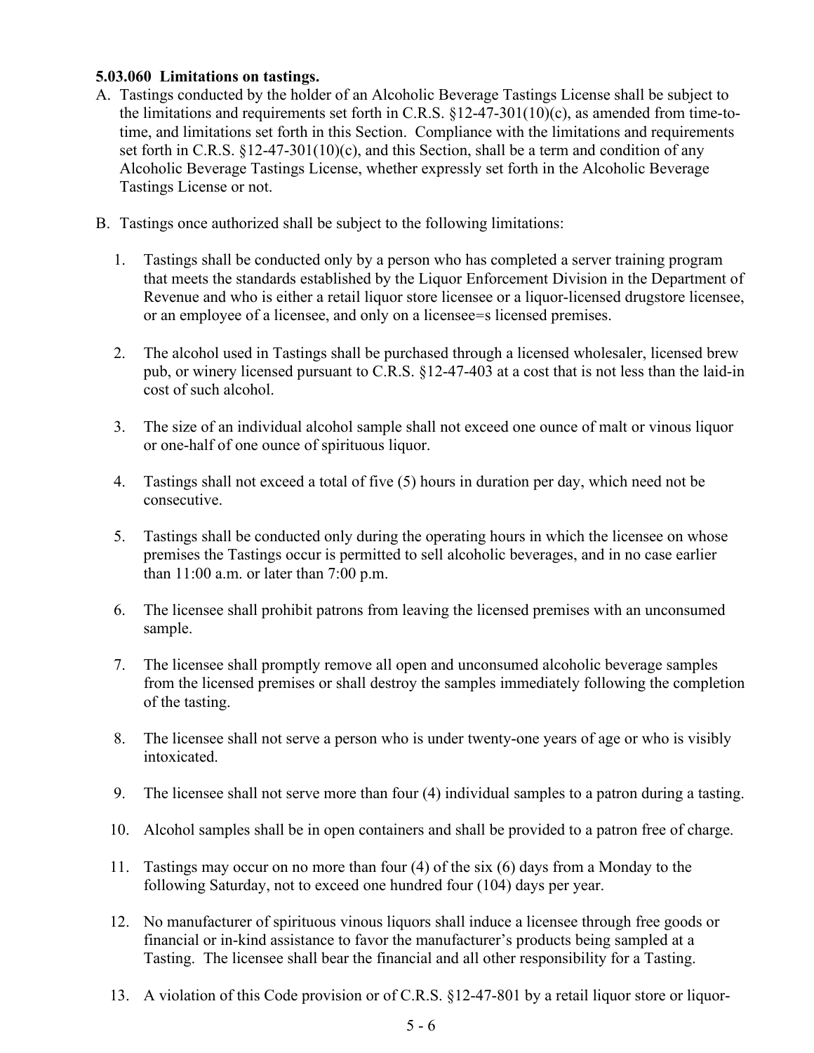**5.03.060 Limitations on tastings.**

A. Tastings conducted by the holder of an Alcoholic Beverage Tastings License shall be subject to the limitations and requirements set forth in C.R.S. §12-47-301(10)(c), as amended from time-to-time, and limitations set forth in this Section. Compliance with the limitations and requirements set forth in C.R.S. §12-47-301(10)(c), and this Section, shall be a term and condition of any Alcoholic Beverage Tastings License, whether expressly set forth in the Alcoholic Beverage Tastings License or not.

B. Tastings once authorized shall be subject to the following limitations:

1. Tastings shall be conducted only by a person who has completed a server training program that meets the standards established by the Liquor Enforcement Division in the Department of Revenue and who is either a retail liquor store licensee or a liquor-licensed drugstore licensee, or an employee of a licensee, and only on a licensee=s licensed premises.

2. The alcohol used in Tastings shall be purchased through a licensed wholesaler, licensed brew pub, or winery licensed pursuant to C.R.S. §12-47-403 at a cost that is not less than the laid-in cost of such alcohol.

3. The size of an individual alcohol sample shall not exceed one ounce of malt or vinous liquor or one-half of one ounce of spirituous liquor.

4. Tastings shall not exceed a total of five (5) hours in duration per day, which need not be consecutive.

5. Tastings shall be conducted only during the operating hours in which the licensee on whose premises the Tastings occur is permitted to sell alcoholic beverages, and in no case earlier than 11:00 a.m. or later than 7:00 p.m.

6. The licensee shall prohibit patrons from leaving the licensed premises with an unconsumed sample.

7. The licensee shall promptly remove all open and unconsumed alcoholic beverage samples from the licensed premises or shall destroy the samples immediately following the completion of the tasting.

8. The licensee shall not serve a person who is under twenty-one years of age or who is visibly intoxicated.

9. The licensee shall not serve more than four (4) individual samples to a patron during a tasting.

10. Alcohol samples shall be in open containers and shall be provided to a patron free of charge.

11. Tastings may occur on no more than four (4) of the six (6) days from a Monday to the following Saturday, not to exceed one hundred four (104) days per year.

12. No manufacturer of spirituous vinous liquors shall induce a licensee through free goods or financial or in-kind assistance to favor the manufacturer's products being sampled at a Tasting. The licensee shall bear the financial and all other responsibility for a Tasting.

13. A violation of this Code provision or of C.R.S. §12-47-801 by a retail liquor store or liquor-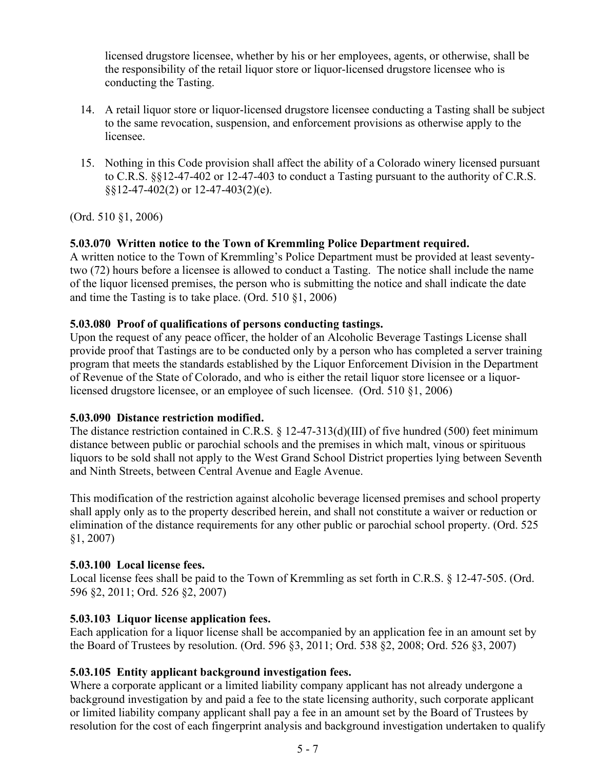licensed drugstore licensee, whether by his or her employees, agents, or otherwise, shall be the responsibility of the retail liquor store or liquor-licensed drugstore licensee who is conducting the Tasting.

14. A retail liquor store or liquor-licensed drugstore licensee conducting a Tasting shall be subject to the same revocation, suspension, and enforcement provisions as otherwise apply to the licensee.

15. Nothing in this Code provision shall affect the ability of a Colorado winery licensed pursuant to C.R.S. §§12-47-402 or 12-47-403 to conduct a Tasting pursuant to the authority of C.R.S. §§12-47-402(2) or 12-47-403(2)(e).

(Ord. 510 §1, 2006)

**5.03.070 Written notice to the Town of Kremmling Police Department required.**
A written notice to the Town of Kremmling's Police Department must be provided at least seventy-two (72) hours before a licensee is allowed to conduct a Tasting. The notice shall include the name of the liquor licensed premises, the person who is submitting the notice and shall indicate the date and time the Tasting is to take place. (Ord. 510 §1, 2006)

**5.03.080 Proof of qualifications of persons conducting tastings.**
Upon the request of any peace officer, the holder of an Alcoholic Beverage Tastings License shall provide proof that Tastings are to be conducted only by a person who has completed a server training program that meets the standards established by the Liquor Enforcement Division in the Department of Revenue of the State of Colorado, and who is either the retail liquor store licensee or a liquor-licensed drugstore licensee, or an employee of such licensee. (Ord. 510 §1, 2006)

**5.03.090 Distance restriction modified.**
The distance restriction contained in C.R.S. § 12-47-313(d)(III) of five hundred (500) feet minimum distance between public or parochial schools and the premises in which malt, vinous or spirituous liquors to be sold shall not apply to the West Grand School District properties lying between Seventh and Ninth Streets, between Central Avenue and Eagle Avenue.

This modification of the restriction against alcoholic beverage licensed premises and school property shall apply only as to the property described herein, and shall not constitute a waiver or reduction or elimination of the distance requirements for any other public or parochial school property. (Ord. 525 §1, 2007)

**5.03.100 Local license fees.**
Local license fees shall be paid to the Town of Kremmling as set forth in C.R.S. § 12-47-505. (Ord. 596 §2, 2011; Ord. 526 §2, 2007)

**5.03.103 Liquor license application fees.**
Each application for a liquor license shall be accompanied by an application fee in an amount set by the Board of Trustees by resolution. (Ord. 596 §3, 2011; Ord. 538 §2, 2008; Ord. 526 §3, 2007)

**5.03.105 Entity applicant background investigation fees.**
Where a corporate applicant or a limited liability company applicant has not already undergone a background investigation by and paid a fee to the state licensing authority, such corporate applicant or limited liability company applicant shall pay a fee in an amount set by the Board of Trustees by resolution for the cost of each fingerprint analysis and background investigation undertaken to qualify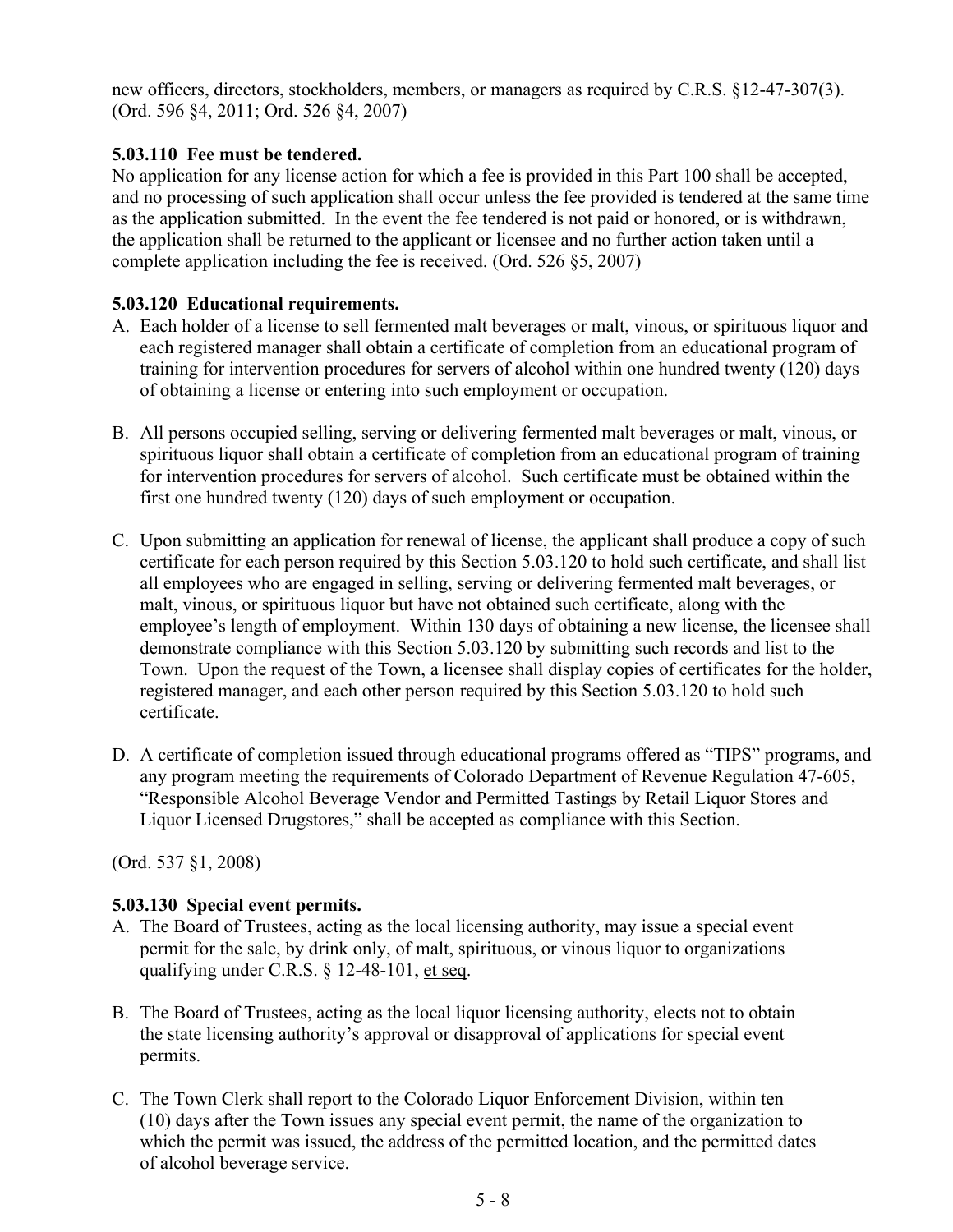new officers, directors, stockholders, members, or managers as required by C.R.S. §12-47-307(3). (Ord. 596 §4, 2011; Ord. 526 §4, 2007)

**5.03.110 Fee must be tendered.**

No application for any license action for which a fee is provided in this Part 100 shall be accepted, and no processing of such application shall occur unless the fee provided is tendered at the same time as the application submitted. In the event the fee tendered is not paid or honored, or is withdrawn, the application shall be returned to the applicant or licensee and no further action taken until a complete application including the fee is received. (Ord. 526 §5, 2007)

**5.03.120 Educational requirements.**

A. Each holder of a license to sell fermented malt beverages or malt, vinous, or spirituous liquor and each registered manager shall obtain a certificate of completion from an educational program of training for intervention procedures for servers of alcohol within one hundred twenty (120) days of obtaining a license or entering into such employment or occupation.

B. All persons occupied selling, serving or delivering fermented malt beverages or malt, vinous, or spirituous liquor shall obtain a certificate of completion from an educational program of training for intervention procedures for servers of alcohol. Such certificate must be obtained within the first one hundred twenty (120) days of such employment or occupation.

C. Upon submitting an application for renewal of license, the applicant shall produce a copy of such certificate for each person required by this Section 5.03.120 to hold such certificate, and shall list all employees who are engaged in selling, serving or delivering fermented malt beverages, or malt, vinous, or spirituous liquor but have not obtained such certificate, along with the employee's length of employment. Within 130 days of obtaining a new license, the licensee shall demonstrate compliance with this Section 5.03.120 by submitting such records and list to the Town. Upon the request of the Town, a licensee shall display copies of certificates for the holder, registered manager, and each other person required by this Section 5.03.120 to hold such certificate.

D. A certificate of completion issued through educational programs offered as "TIPS" programs, and any program meeting the requirements of Colorado Department of Revenue Regulation 47-605, "Responsible Alcohol Beverage Vendor and Permitted Tastings by Retail Liquor Stores and Liquor Licensed Drugstores," shall be accepted as compliance with this Section.

(Ord. 537 §1, 2008)

**5.03.130 Special event permits.**

A. The Board of Trustees, acting as the local licensing authority, may issue a special event permit for the sale, by drink only, of malt, spirituous, or vinous liquor to organizations qualifying under C.R.S. § 12-48-101, et seq.

B. The Board of Trustees, acting as the local liquor licensing authority, elects not to obtain the state licensing authority's approval or disapproval of applications for special event permits.

C. The Town Clerk shall report to the Colorado Liquor Enforcement Division, within ten (10) days after the Town issues any special event permit, the name of the organization to which the permit was issued, the address of the permitted location, and the permitted dates of alcohol beverage service.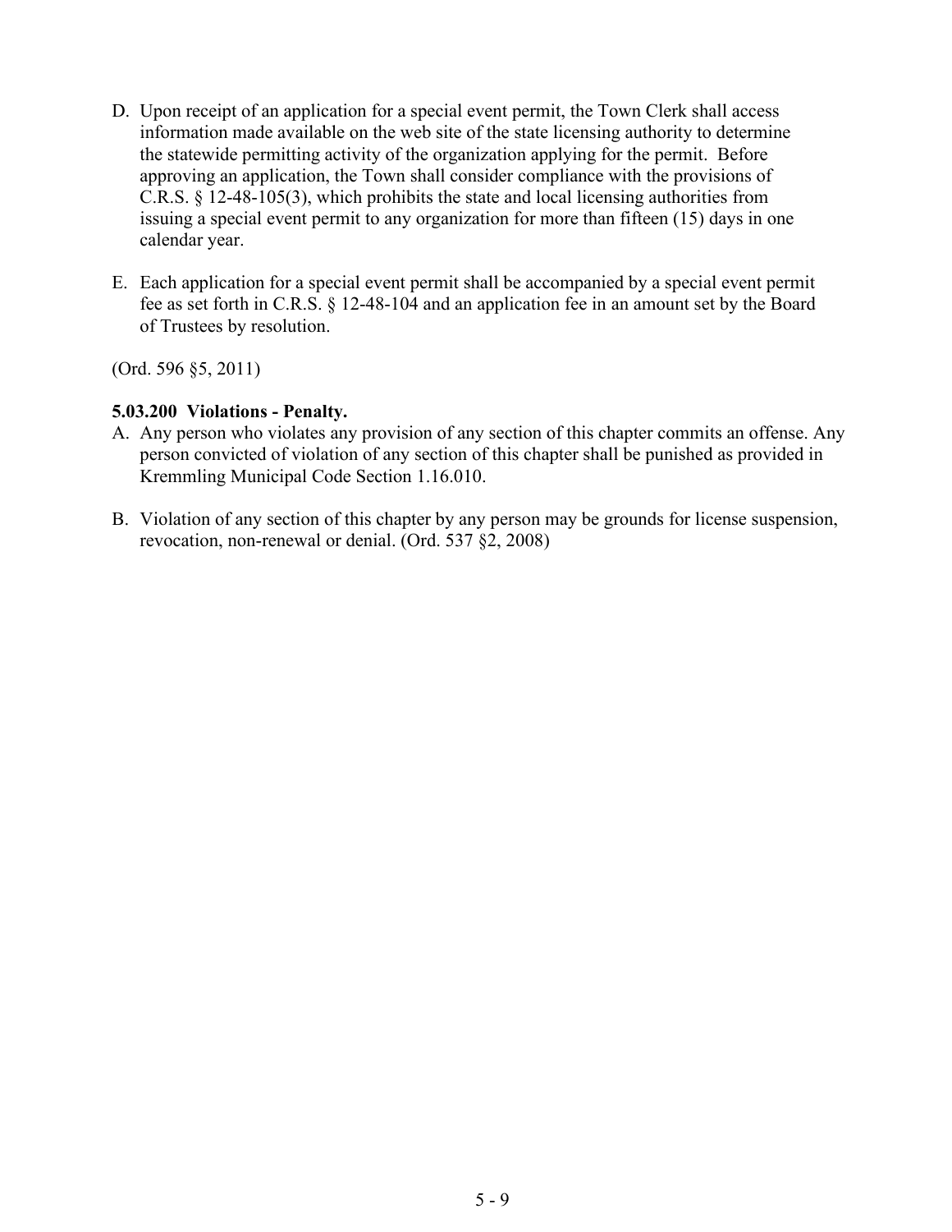D. Upon receipt of an application for a special event permit, the Town Clerk shall access information made available on the web site of the state licensing authority to determine the statewide permitting activity of the organization applying for the permit. Before approving an application, the Town shall consider compliance with the provisions of C.R.S. § 12-48-105(3), which prohibits the state and local licensing authorities from issuing a special event permit to any organization for more than fifteen (15) days in one calendar year.

E. Each application for a special event permit shall be accompanied by a special event permit fee as set forth in C.R.S. § 12-48-104 and an application fee in an amount set by the Board of Trustees by resolution.

(Ord. 596 §5, 2011)

**5.03.200 Violations - Penalty.**

A. Any person who violates any provision of any section of this chapter commits an offense. Any person convicted of violation of any section of this chapter shall be punished as provided in Kremmling Municipal Code Section 1.16.010.

B. Violation of any section of this chapter by any person may be grounds for license suspension, revocation, non-renewal or denial. (Ord. 537 §2, 2008)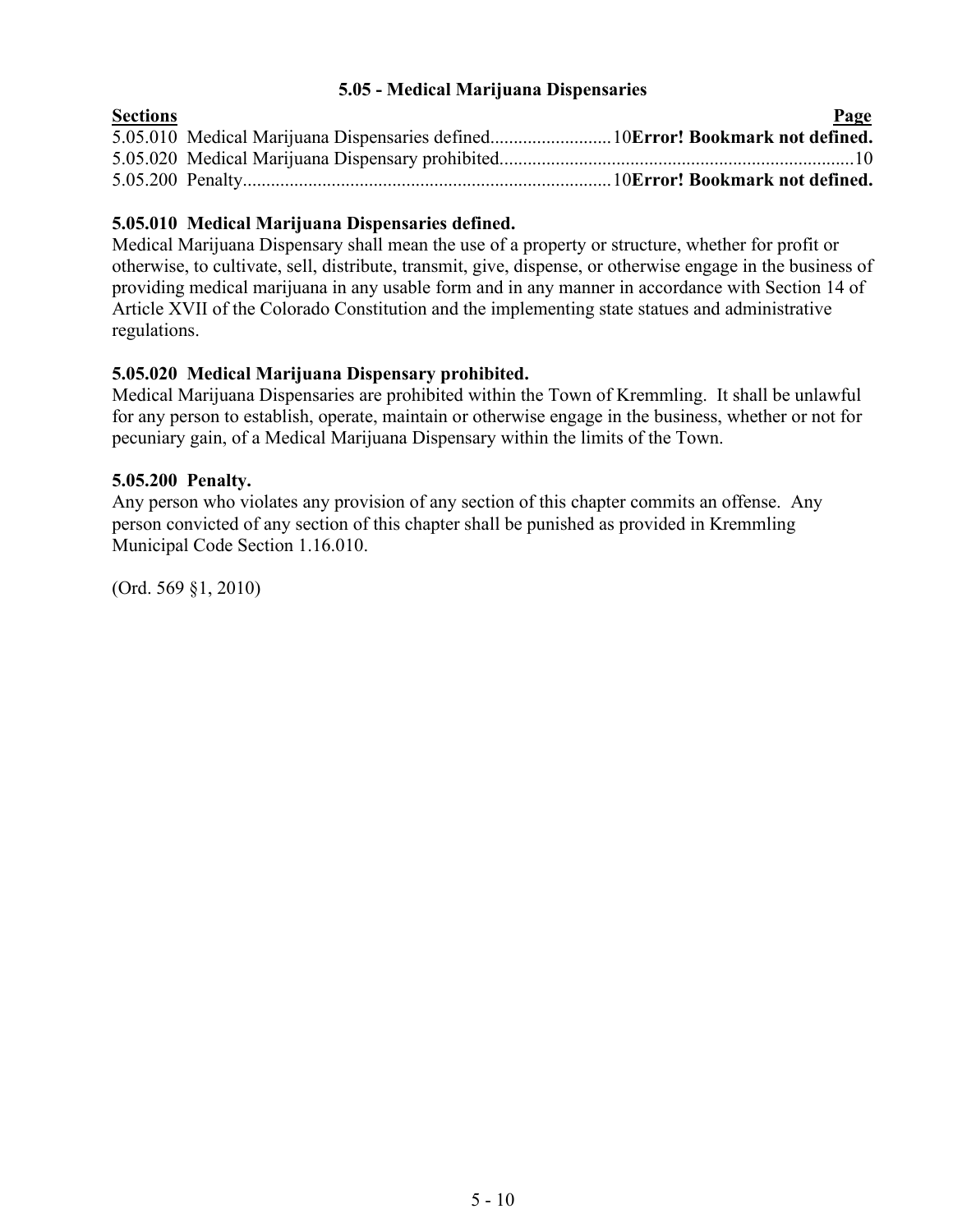## 5.05 - Medical Marijuana Dispensaries

| **Sections** | **Page** |
| --- | --- |
| 5.05.010 Medical Marijuana Dispensaries defined | 10**Error! Bookmark not defined.** |
| 5.05.020 Medical Marijuana Dispensary prohibited | 10 |
| 5.05.200 Penalty | 10**Error! Bookmark not defined.** |

### 5.05.010 Medical Marijuana Dispensaries defined.

Medical Marijuana Dispensary shall mean the use of a property or structure, whether for profit or otherwise, to cultivate, sell, distribute, transmit, give, dispense, or otherwise engage in the business of providing medical marijuana in any usable form and in any manner in accordance with Section 14 of Article XVII of the Colorado Constitution and the implementing state statues and administrative regulations.

### 5.05.020 Medical Marijuana Dispensary prohibited.

Medical Marijuana Dispensaries are prohibited within the Town of Kremmling. It shall be unlawful for any person to establish, operate, maintain or otherwise engage in the business, whether or not for pecuniary gain, of a Medical Marijuana Dispensary within the limits of the Town.

### 5.05.200 Penalty.

Any person who violates any provision of any section of this chapter commits an offense. Any person convicted of any section of this chapter shall be punished as provided in Kremmling Municipal Code Section 1.16.010.

(Ord. 569 §1, 2010)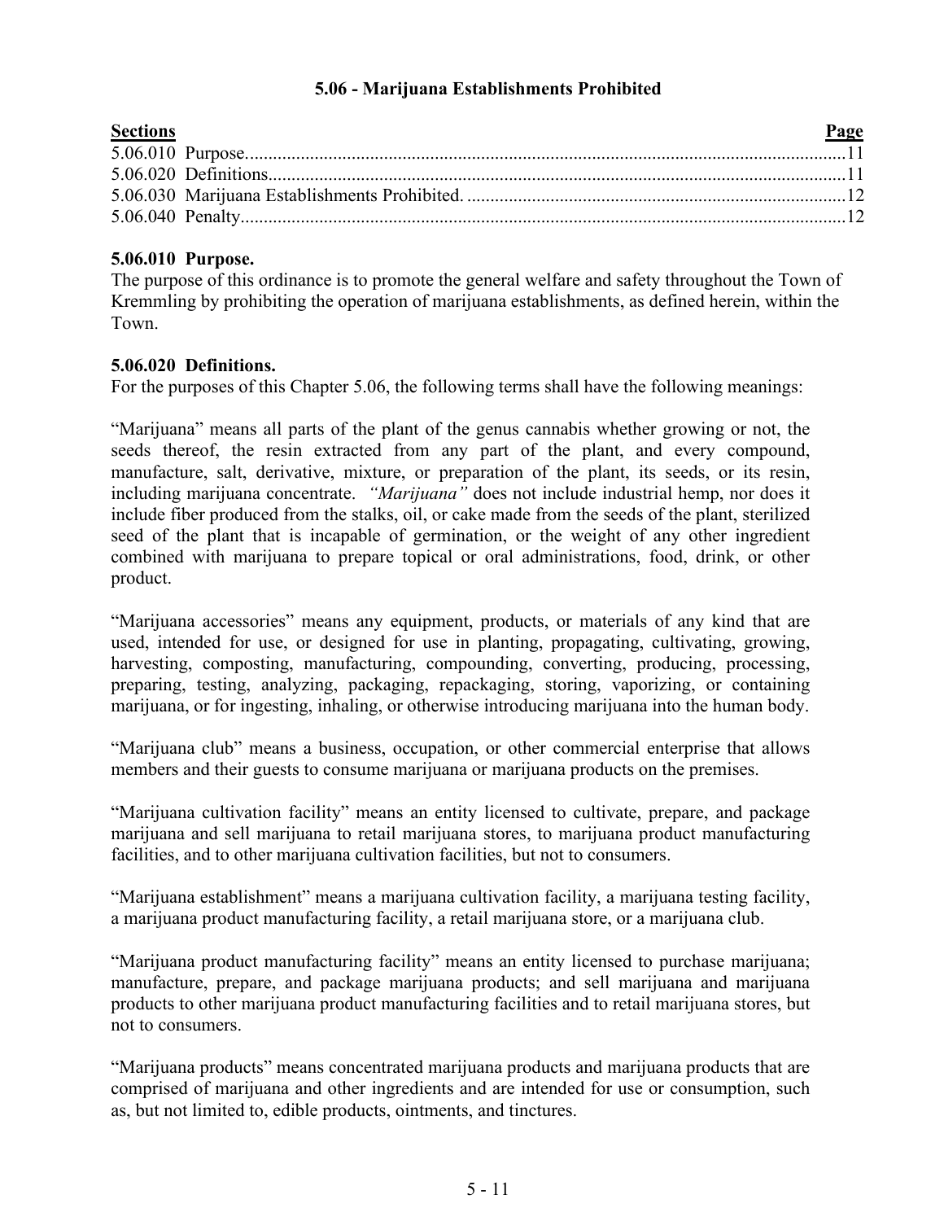## 5.06 - Marijuana Establishments Prohibited

| Sections | Page |
|---|---|
| 5.06.010 Purpose | 11 |
| 5.06.020 Definitions | 11 |
| 5.06.030 Marijuana Establishments Prohibited. | 12 |
| 5.06.040 Penalty | 12 |

**5.06.010 Purpose.**
The purpose of this ordinance is to promote the general welfare and safety throughout the Town of Kremmling by prohibiting the operation of marijuana establishments, as defined herein, within the Town.

**5.06.020 Definitions.**
For the purposes of this Chapter 5.06, the following terms shall have the following meanings:

"Marijuana" means all parts of the plant of the genus cannabis whether growing or not, the seeds thereof, the resin extracted from any part of the plant, and every compound, manufacture, salt, derivative, mixture, or preparation of the plant, its seeds, or its resin, including marijuana concentrate. *"Marijuana"* does not include industrial hemp, nor does it include fiber produced from the stalks, oil, or cake made from the seeds of the plant, sterilized seed of the plant that is incapable of germination, or the weight of any other ingredient combined with marijuana to prepare topical or oral administrations, food, drink, or other product.

"Marijuana accessories" means any equipment, products, or materials of any kind that are used, intended for use, or designed for use in planting, propagating, cultivating, growing, harvesting, composting, manufacturing, compounding, converting, producing, processing, preparing, testing, analyzing, packaging, repackaging, storing, vaporizing, or containing marijuana, or for ingesting, inhaling, or otherwise introducing marijuana into the human body.

"Marijuana club" means a business, occupation, or other commercial enterprise that allows members and their guests to consume marijuana or marijuana products on the premises.

"Marijuana cultivation facility" means an entity licensed to cultivate, prepare, and package marijuana and sell marijuana to retail marijuana stores, to marijuana product manufacturing facilities, and to other marijuana cultivation facilities, but not to consumers.

"Marijuana establishment" means a marijuana cultivation facility, a marijuana testing facility, a marijuana product manufacturing facility, a retail marijuana store, or a marijuana club.

"Marijuana product manufacturing facility" means an entity licensed to purchase marijuana; manufacture, prepare, and package marijuana products; and sell marijuana and marijuana products to other marijuana product manufacturing facilities and to retail marijuana stores, but not to consumers.

"Marijuana products" means concentrated marijuana products and marijuana products that are comprised of marijuana and other ingredients and are intended for use or consumption, such as, but not limited to, edible products, ointments, and tinctures.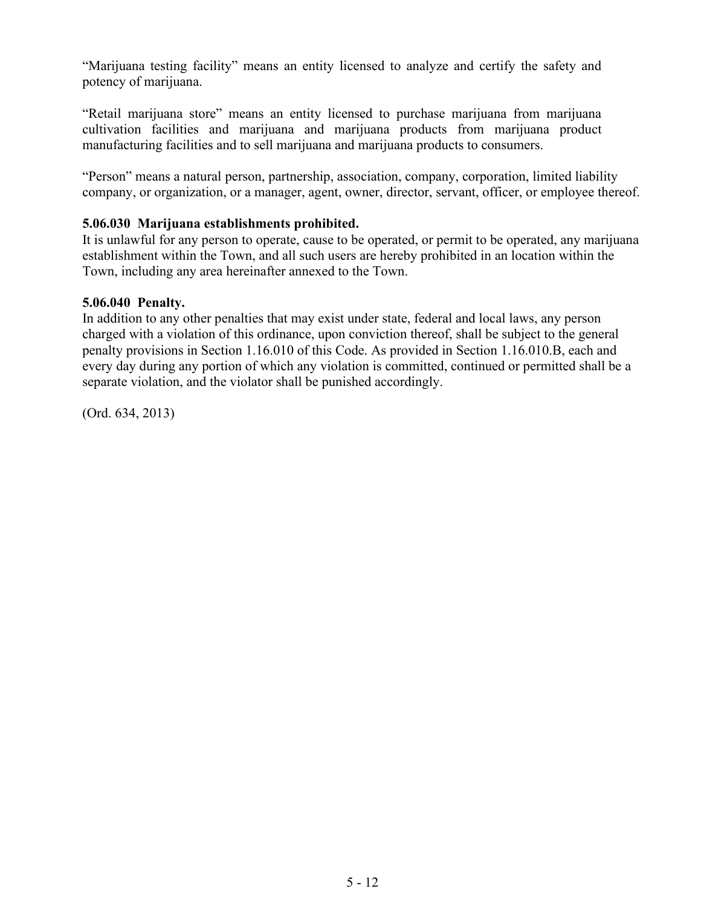"Marijuana testing facility" means an entity licensed to analyze and certify the safety and potency of marijuana.

"Retail marijuana store" means an entity licensed to purchase marijuana from marijuana cultivation facilities and marijuana and marijuana products from marijuana product manufacturing facilities and to sell marijuana and marijuana products to consumers.

"Person" means a natural person, partnership, association, company, corporation, limited liability company, or organization, or a manager, agent, owner, director, servant, officer, or employee thereof.

**5.06.030 Marijuana establishments prohibited.**
It is unlawful for any person to operate, cause to be operated, or permit to be operated, any marijuana establishment within the Town, and all such users are hereby prohibited in an location within the Town, including any area hereinafter annexed to the Town.

**5.06.040 Penalty.**
In addition to any other penalties that may exist under state, federal and local laws, any person charged with a violation of this ordinance, upon conviction thereof, shall be subject to the general penalty provisions in Section 1.16.010 of this Code. As provided in Section 1.16.010.B, each and every day during any portion of which any violation is committed, continued or permitted shall be a separate violation, and the violator shall be punished accordingly.

(Ord. 634, 2013)